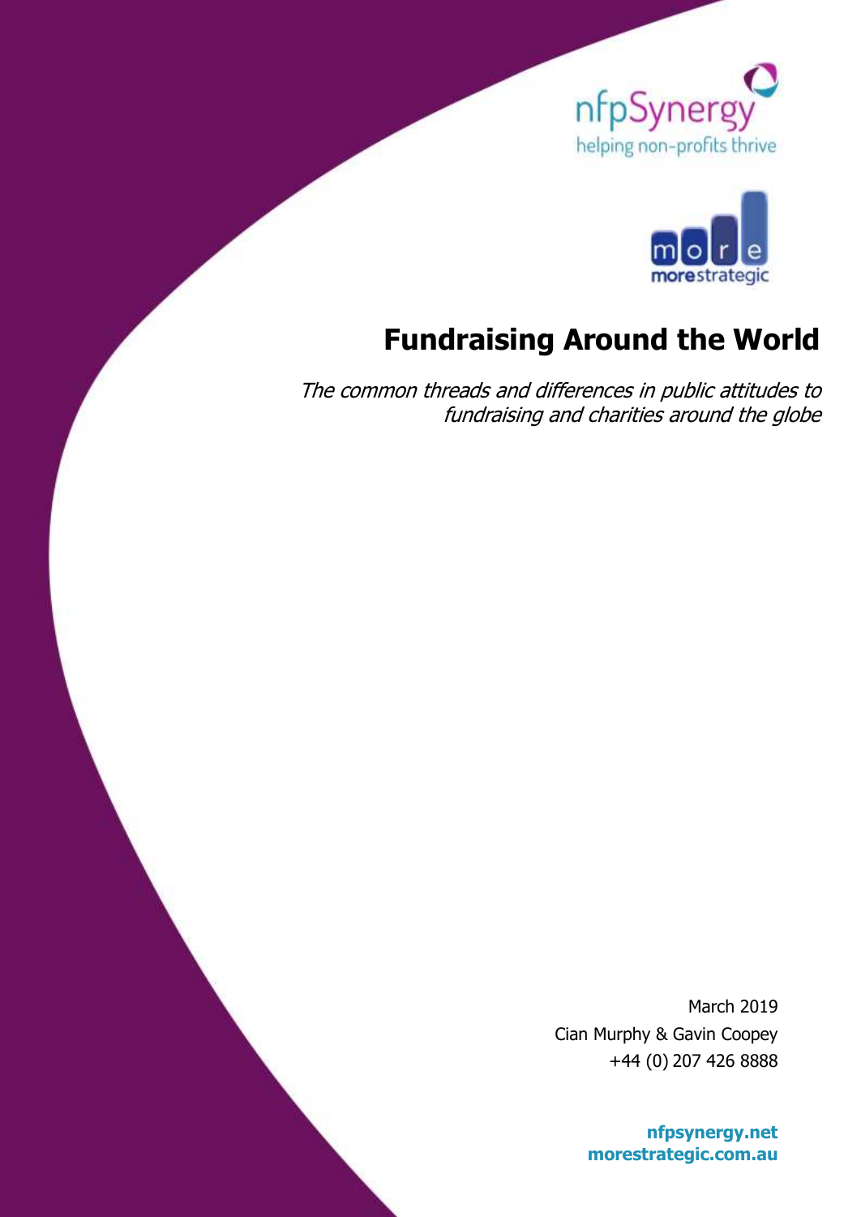nfpSynergy

helping non-profits thrive

more strategic

# Fundraising Around the World

*The common threads and differences in public attitudes to fundraising and charities around the globe*

March 2019

Cian Murphy & Gavin Coopey

+44 (0) 207 426 8888

**nfpsynergy.net**

**morestrategic.com.au**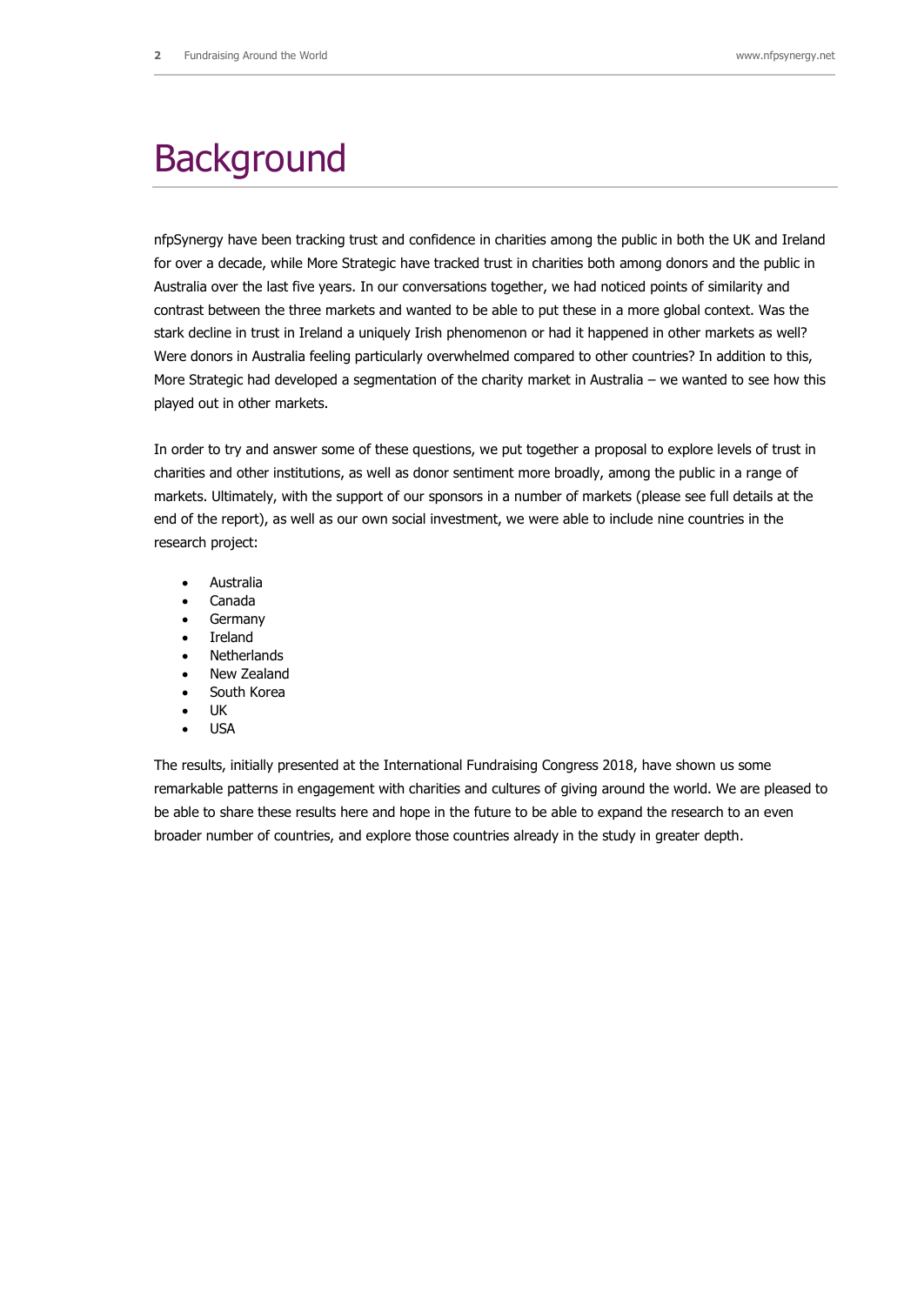# Background

nfpSynergy have been tracking trust and confidence in charities among the public in both the UK and Ireland for over a decade, while More Strategic have tracked trust in charities both among donors and the public in Australia over the last five years. In our conversations together, we had noticed points of similarity and contrast between the three markets and wanted to be able to put these in a more global context. Was the stark decline in trust in Ireland a uniquely Irish phenomenon or had it happened in other markets as well? Were donors in Australia feeling particularly overwhelmed compared to other countries? In addition to this, More Strategic had developed a segmentation of the charity market in Australia – we wanted to see how this played out in other markets.

In order to try and answer some of these questions, we put together a proposal to explore levels of trust in charities and other institutions, as well as donor sentiment more broadly, among the public in a range of markets. Ultimately, with the support of our sponsors in a number of markets (please see full details at the end of the report), as well as our own social investment, we were able to include nine countries in the research project:

- Australia
- Canada
- Germany
- Ireland
- Netherlands
- New Zealand
- South Korea
- UK
- USA

The results, initially presented at the International Fundraising Congress 2018, have shown us some remarkable patterns in engagement with charities and cultures of giving around the world. We are pleased to be able to share these results here and hope in the future to be able to expand the research to an even broader number of countries, and explore those countries already in the study in greater depth.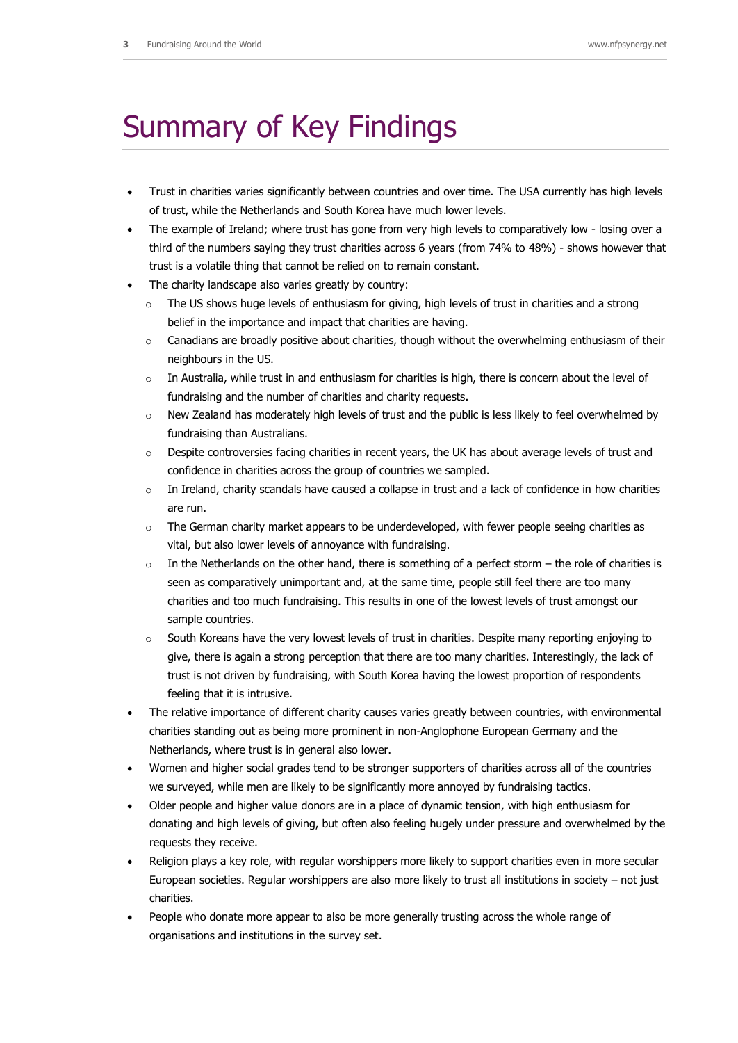# Summary of Key Findings

- Trust in charities varies significantly between countries and over time. The USA currently has high levels of trust, while the Netherlands and South Korea have much lower levels.
- The example of Ireland; where trust has gone from very high levels to comparatively low - losing over a third of the numbers saying they trust charities across 6 years (from 74% to 48%) - shows however that trust is a volatile thing that cannot be relied on to remain constant.
- The charity landscape also varies greatly by country:
  - The US shows huge levels of enthusiasm for giving, high levels of trust in charities and a strong belief in the importance and impact that charities are having.
  - Canadians are broadly positive about charities, though without the overwhelming enthusiasm of their neighbours in the US.
  - In Australia, while trust in and enthusiasm for charities is high, there is concern about the level of fundraising and the number of charities and charity requests.
  - New Zealand has moderately high levels of trust and the public is less likely to feel overwhelmed by fundraising than Australians.
  - Despite controversies facing charities in recent years, the UK has about average levels of trust and confidence in charities across the group of countries we sampled.
  - In Ireland, charity scandals have caused a collapse in trust and a lack of confidence in how charities are run.
  - The German charity market appears to be underdeveloped, with fewer people seeing charities as vital, but also lower levels of annoyance with fundraising.
  - In the Netherlands on the other hand, there is something of a perfect storm – the role of charities is seen as comparatively unimportant and, at the same time, people still feel there are too many charities and too much fundraising. This results in one of the lowest levels of trust amongst our sample countries.
  - South Koreans have the very lowest levels of trust in charities. Despite many reporting enjoying to give, there is again a strong perception that there are too many charities. Interestingly, the lack of trust is not driven by fundraising, with South Korea having the lowest proportion of respondents feeling that it is intrusive.
- The relative importance of different charity causes varies greatly between countries, with environmental charities standing out as being more prominent in non-Anglophone European Germany and the Netherlands, where trust is in general also lower.
- Women and higher social grades tend to be stronger supporters of charities across all of the countries we surveyed, while men are likely to be significantly more annoyed by fundraising tactics.
- Older people and higher value donors are in a place of dynamic tension, with high enthusiasm for donating and high levels of giving, but often also feeling hugely under pressure and overwhelmed by the requests they receive.
- Religion plays a key role, with regular worshippers more likely to support charities even in more secular European societies. Regular worshippers are also more likely to trust all institutions in society – not just charities.
- People who donate more appear to also be more generally trusting across the whole range of organisations and institutions in the survey set.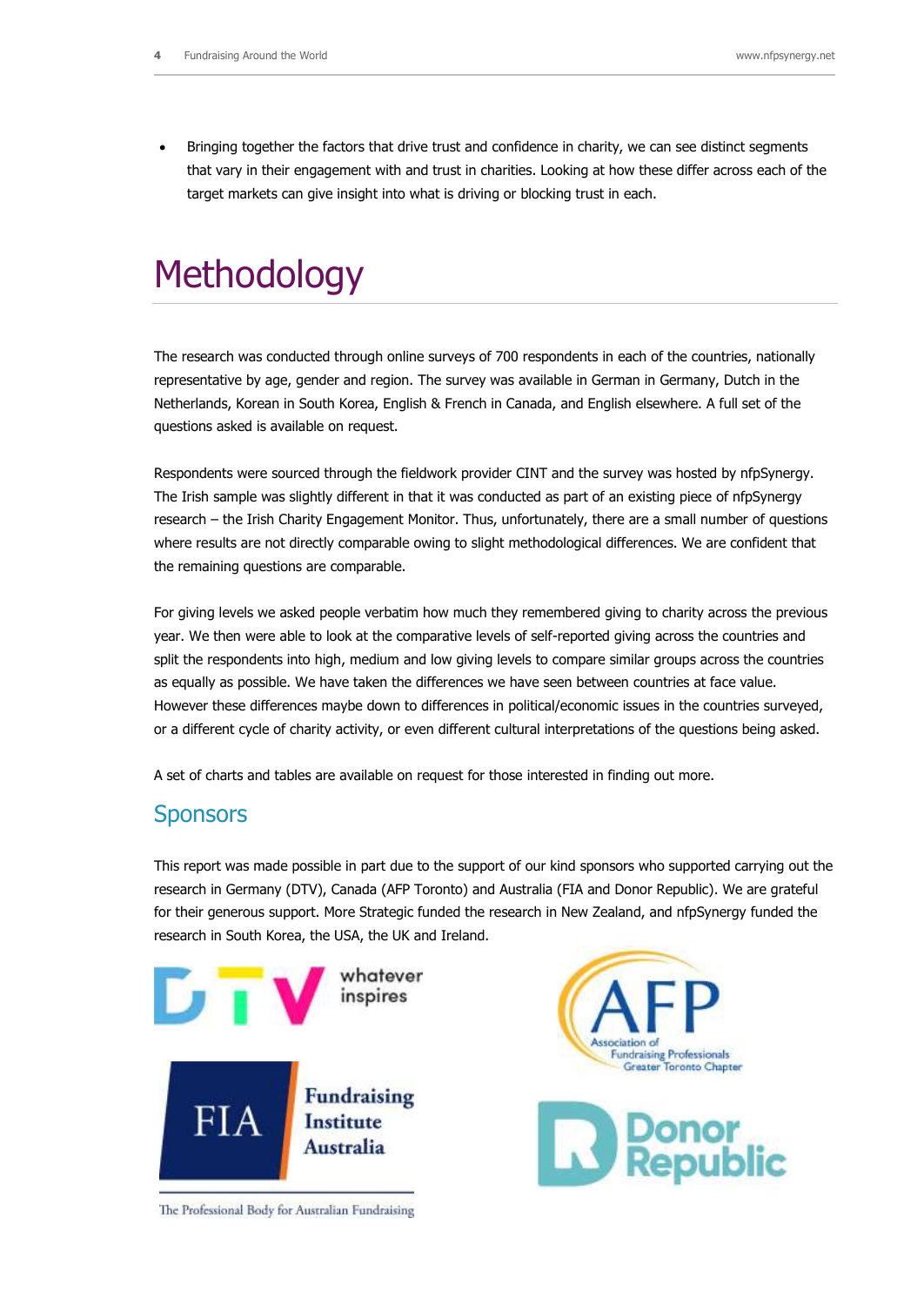- Bringing together the factors that drive trust and confidence in charity, we can see distinct segments that vary in their engagement with and trust in charities. Looking at how these differ across each of the target markets can give insight into what is driving or blocking trust in each.

# Methodology

The research was conducted through online surveys of 700 respondents in each of the countries, nationally representative by age, gender and region. The survey was available in German in Germany, Dutch in the Netherlands, Korean in South Korea, English & French in Canada, and English elsewhere. A full set of the questions asked is available on request.

Respondents were sourced through the fieldwork provider CINT and the survey was hosted by nfpSynergy. The Irish sample was slightly different in that it was conducted as part of an existing piece of nfpSynergy research – the Irish Charity Engagement Monitor. Thus, unfortunately, there are a small number of questions where results are not directly comparable owing to slight methodological differences. We are confident that the remaining questions are comparable.

For giving levels we asked people verbatim how much they remembered giving to charity across the previous year. We then were able to look at the comparative levels of self-reported giving across the countries and split the respondents into high, medium and low giving levels to compare similar groups across the countries as equally as possible. We have taken the differences we have seen between countries at face value. However these differences maybe down to differences in political/economic issues in the countries surveyed, or a different cycle of charity activity, or even different cultural interpretations of the questions being asked.

A set of charts and tables are available on request for those interested in finding out more.

## Sponsors

This report was made possible in part due to the support of our kind sponsors who supported carrying out the research in Germany (DTV), Canada (AFP Toronto) and Australia (FIA and Donor Republic). We are grateful for their generous support. More Strategic funded the research in New Zealand, and nfpSynergy funded the research in South Korea, the USA, the UK and Ireland.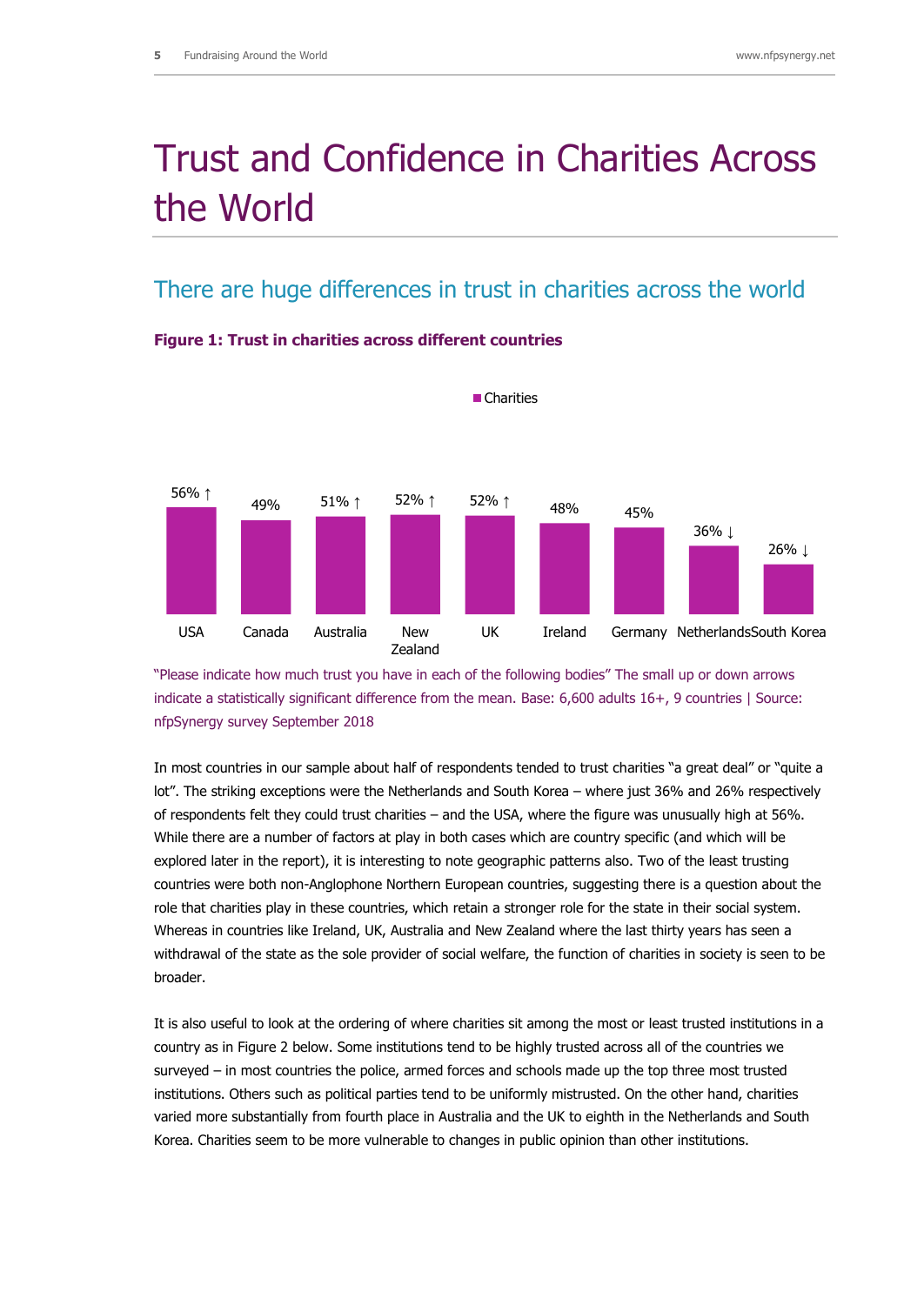# Trust and Confidence in Charities Across the World

## There are huge differences in trust in charities across the world

**Figure 1: Trust in charities across different countries**

| Country | Charities |
|---|---|
| USA | 56% ↑ |
| Canada | 49% |
| Australia | 51% ↑ |
| New Zealand | 52% ↑ |
| UK | 52% ↑ |
| Ireland | 48% |
| Germany | 45% |
| Netherlands | 36% ↓ |
| South Korea | 26% ↓ |

"Please indicate how much trust you have in each of the following bodies" The small up or down arrows indicate a statistically significant difference from the mean. Base: 6,600 adults 16+, 9 countries | Source: nfpSynergy survey September 2018

In most countries in our sample about half of respondents tended to trust charities "a great deal" or "quite a lot". The striking exceptions were the Netherlands and South Korea – where just 36% and 26% respectively of respondents felt they could trust charities – and the USA, where the figure was unusually high at 56%. While there are a number of factors at play in both cases which are country specific (and which will be explored later in the report), it is interesting to note geographic patterns also. Two of the least trusting countries were both non-Anglophone Northern European countries, suggesting there is a question about the role that charities play in these countries, which retain a stronger role for the state in their social system. Whereas in countries like Ireland, UK, Australia and New Zealand where the last thirty years has seen a withdrawal of the state as the sole provider of social welfare, the function of charities in society is seen to be broader.

It is also useful to look at the ordering of where charities sit among the most or least trusted institutions in a country as in Figure 2 below. Some institutions tend to be highly trusted across all of the countries we surveyed – in most countries the police, armed forces and schools made up the top three most trusted institutions. Others such as political parties tend to be uniformly mistrusted. On the other hand, charities varied more substantially from fourth place in Australia and the UK to eighth in the Netherlands and South Korea. Charities seem to be more vulnerable to changes in public opinion than other institutions.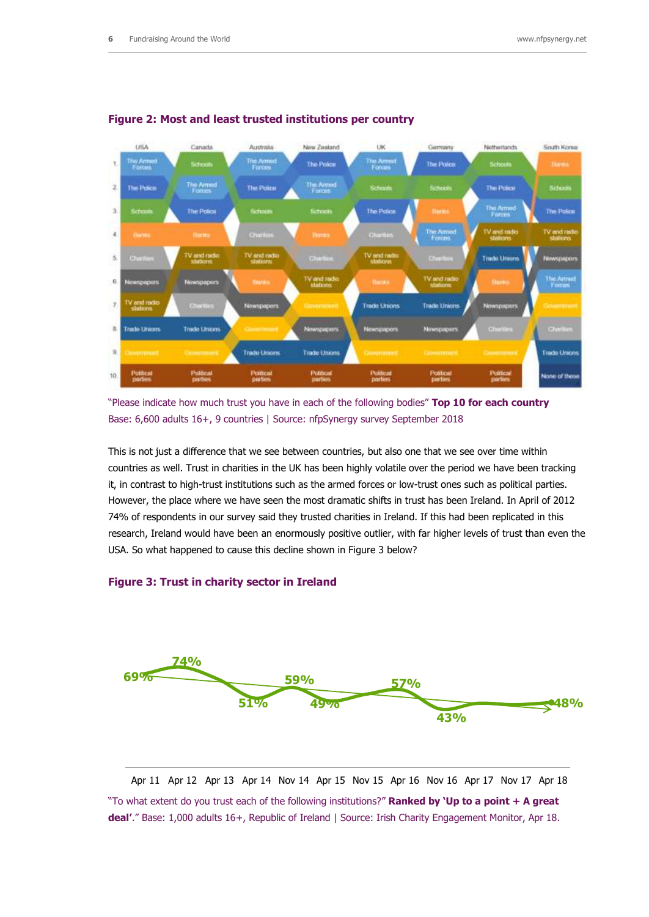**Figure 2: Most and least trusted institutions per country**

| | USA | Canada | Australia | New Zealand | UK | Germany | Netherlands | South Korea |
|---|---|---|---|---|---|---|---|---|
| 1 | The Armed Forces | Schools | The Armed Forces | The Police | The Armed Forces | The Police | Schools | Banks |
| 2 | The Police | The Armed Forces | The Police | The Armed Forces | Schools | Schools | The Police | Schools |
| 3 | Schools | The Police | Schools | Schools | The Police | Banks | The Armed Forces | The Police |
| 4 | Banks | Banks | Charities | Banks | Charities | The Armed Forces | TV and radio stations | TV and radio stations |
| 5 | Charities | TV and radio stations | TV and radio stations | Charities | TV and radio stations | Charities | Trade Unions | Newspapers |
| 6 | Newspapers | Newspapers | Banks | TV and radio stations | Banks | TV and radio stations | Banks | The Armed Forces |
| 7 | TV and radio stations | Charities | Newspapers | Government | Trade Unions | Trade Unions | Newspapers | Government |
| 8 | Trade Unions | Trade Unions | Government | Newspapers | Newspapers | Newspapers | Charities | Charities |
| 9 | Government | Government | Trade Unions | Trade Unions | Government | Government | Government | Trade Unions |
| 10 | Political parties | Political parties | Political parties | Political parties | Political parties | Political parties | Political parties | None of these |

"Please indicate how much trust you have in each of the following bodies" **Top 10 for each country**
Base: 6,600 adults 16+, 9 countries | Source: nfpSynergy survey September 2018

This is not just a difference that we see between countries, but also one that we see over time within countries as well. Trust in charities in the UK has been highly volatile over the period we have been tracking it, in contrast to high-trust institutions such as the armed forces or low-trust ones such as political parties. However, the place where we have seen the most dramatic shifts in trust has been Ireland. In April of 2012 74% of respondents in our survey said they trusted charities in Ireland. If this had been replicated in this research, Ireland would have been an enormously positive outlier, with far higher levels of trust than even the USA. So what happened to cause this decline shown in Figure 3 below?

**Figure 3: Trust in charity sector in Ireland**

| Apr 11 | Apr 12 | Apr 13 | Apr 14 | Nov 14 | Apr 15 | Nov 15 | Apr 16 | Nov 16 | Apr 17 | Nov 17 | Apr 18 |
|---|---|---|---|---|---|---|---|---|---|---|---|
| 69% | 74% | 51% | 59% | 49% | | 57% | 43% | | | | 48% |

"To what extent do you trust each of the following institutions?" **Ranked by 'Up to a point + A great deal'**." Base: 1,000 adults 16+, Republic of Ireland | Source: Irish Charity Engagement Monitor, Apr 18.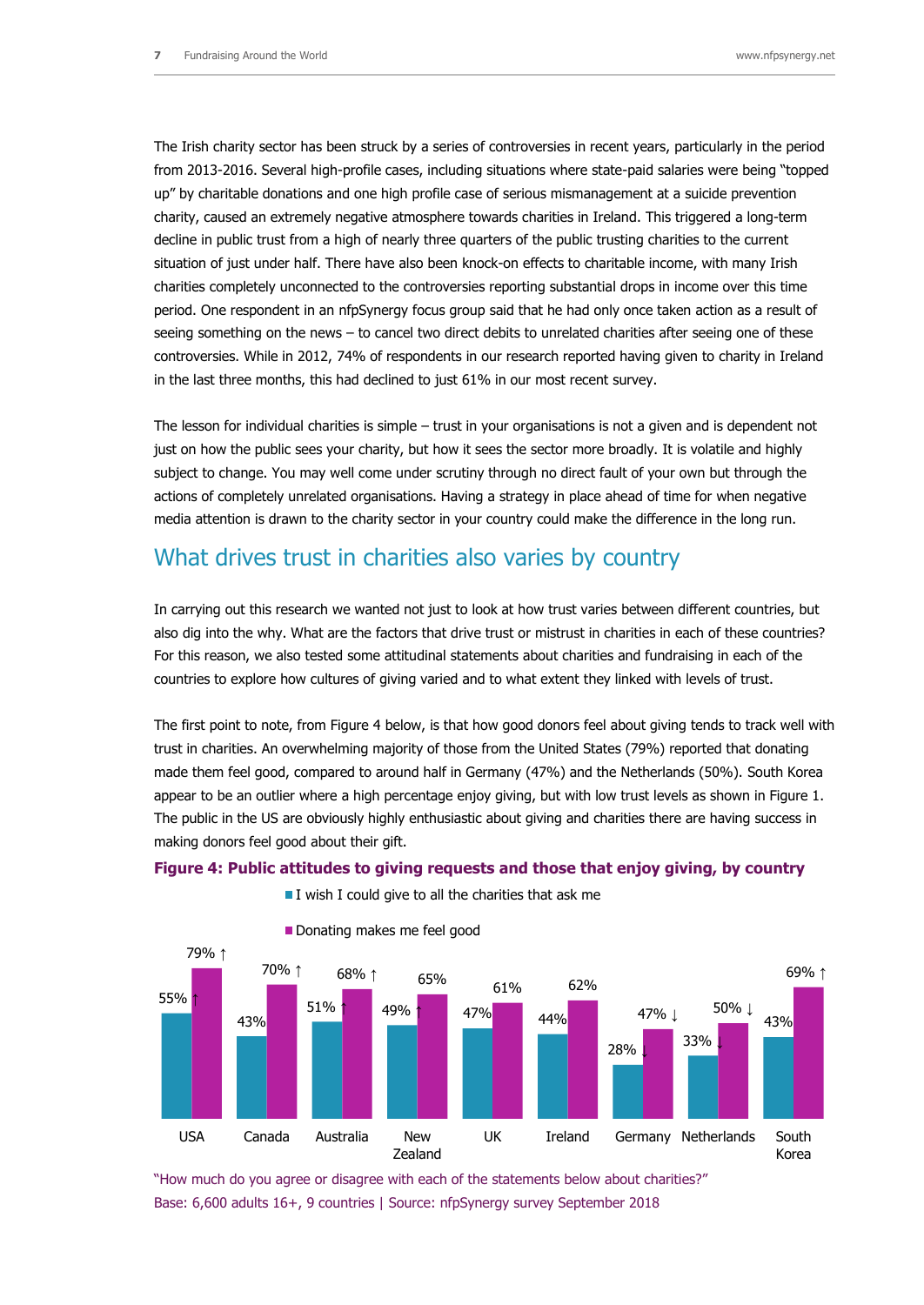The Irish charity sector has been struck by a series of controversies in recent years, particularly in the period from 2013-2016. Several high-profile cases, including situations where state-paid salaries were being "topped up" by charitable donations and one high profile case of serious mismanagement at a suicide prevention charity, caused an extremely negative atmosphere towards charities in Ireland. This triggered a long-term decline in public trust from a high of nearly three quarters of the public trusting charities to the current situation of just under half. There have also been knock-on effects to charitable income, with many Irish charities completely unconnected to the controversies reporting substantial drops in income over this time period. One respondent in an nfpSynergy focus group said that he had only once taken action as a result of seeing something on the news – to cancel two direct debits to unrelated charities after seeing one of these controversies. While in 2012, 74% of respondents in our research reported having given to charity in Ireland in the last three months, this had declined to just 61% in our most recent survey.

The lesson for individual charities is simple – trust in your organisations is not a given and is dependent not just on how the public sees your charity, but how it sees the sector more broadly. It is volatile and highly subject to change. You may well come under scrutiny through no direct fault of your own but through the actions of completely unrelated organisations. Having a strategy in place ahead of time for when negative media attention is drawn to the charity sector in your country could make the difference in the long run.

## What drives trust in charities also varies by country

In carrying out this research we wanted not just to look at how trust varies between different countries, but also dig into the why. What are the factors that drive trust or mistrust in charities in each of these countries? For this reason, we also tested some attitudinal statements about charities and fundraising in each of the countries to explore how cultures of giving varied and to what extent they linked with levels of trust.

The first point to note, from Figure 4 below, is that how good donors feel about giving tends to track well with trust in charities. An overwhelming majority of those from the United States (79%) reported that donating made them feel good, compared to around half in Germany (47%) and the Netherlands (50%). South Korea appear to be an outlier where a high percentage enjoy giving, but with low trust levels as shown in Figure 1. The public in the US are obviously highly enthusiastic about giving and charities there are having success in making donors feel good about their gift.

**Figure 4: Public attitudes to giving requests and those that enjoy giving, by country**

| Country | I wish I could give to all the charities that ask me | Donating makes me feel good |
|---|---|---|
| USA | 55% ↑ | 79% ↑ |
| Canada | 43% | 70% ↑ |
| Australia | 51% ↑ | 68% ↑ |
| New Zealand | 49% ↑ | 65% |
| UK | 47% | 61% |
| Ireland | 44% | 62% |
| Germany | 28% ↓ | 47% ↓ |
| Netherlands | 33% ↓ | 50% ↓ |
| South Korea | 43% | 69% ↑ |

"How much do you agree or disagree with each of the statements below about charities?"
Base: 6,600 adults 16+, 9 countries | Source: nfpSynergy survey September 2018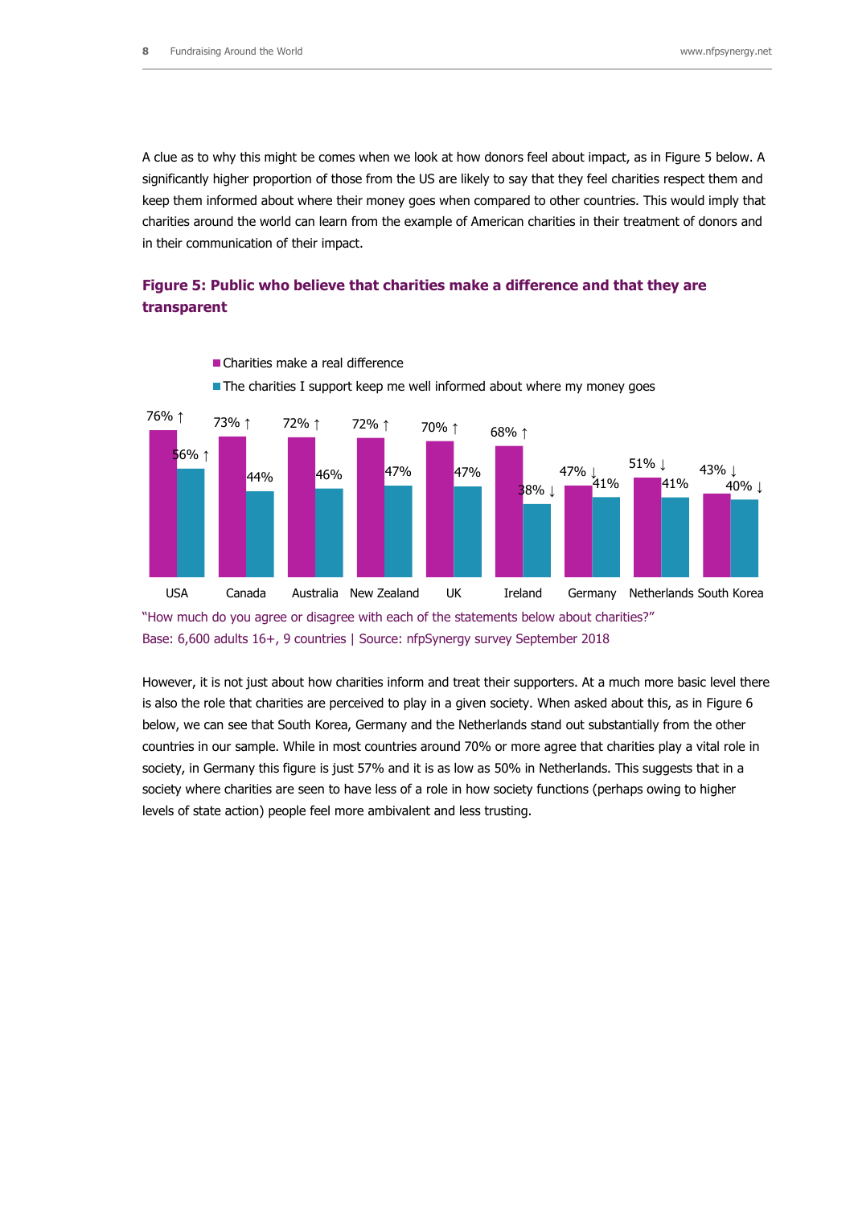A clue as to why this might be comes when we look at how donors feel about impact, as in Figure 5 below. A significantly higher proportion of those from the US are likely to say that they feel charities respect them and keep them informed about where their money goes when compared to other countries. This would imply that charities around the world can learn from the example of American charities in their treatment of donors and in their communication of their impact.

### Figure 5: Public who believe that charities make a difference and that they are transparent

| | Charities make a real difference | The charities I support keep me well informed about where my money goes |
|---|---|---|
| USA | 76% ↑ | 56% ↑ |
| Canada | 73% ↑ | 44% |
| Australia | 72% ↑ | 46% |
| New Zealand | 72% ↑ | 47% |
| UK | 70% ↑ | 47% |
| Ireland | 68% ↑ | 38% ↓ |
| Germany | 47% ↓ | 41% |
| Netherlands | 51% ↓ | 41% |
| South Korea | 43% ↓ | 40% ↓ |

"How much do you agree or disagree with each of the statements below about charities?"
Base: 6,600 adults 16+, 9 countries | Source: nfpSynergy survey September 2018

However, it is not just about how charities inform and treat their supporters. At a much more basic level there is also the role that charities are perceived to play in a given society. When asked about this, as in Figure 6 below, we can see that South Korea, Germany and the Netherlands stand out substantially from the other countries in our sample. While in most countries around 70% or more agree that charities play a vital role in society, in Germany this figure is just 57% and it is as low as 50% in Netherlands. This suggests that in a society where charities are seen to have less of a role in how society functions (perhaps owing to higher levels of state action) people feel more ambivalent and less trusting.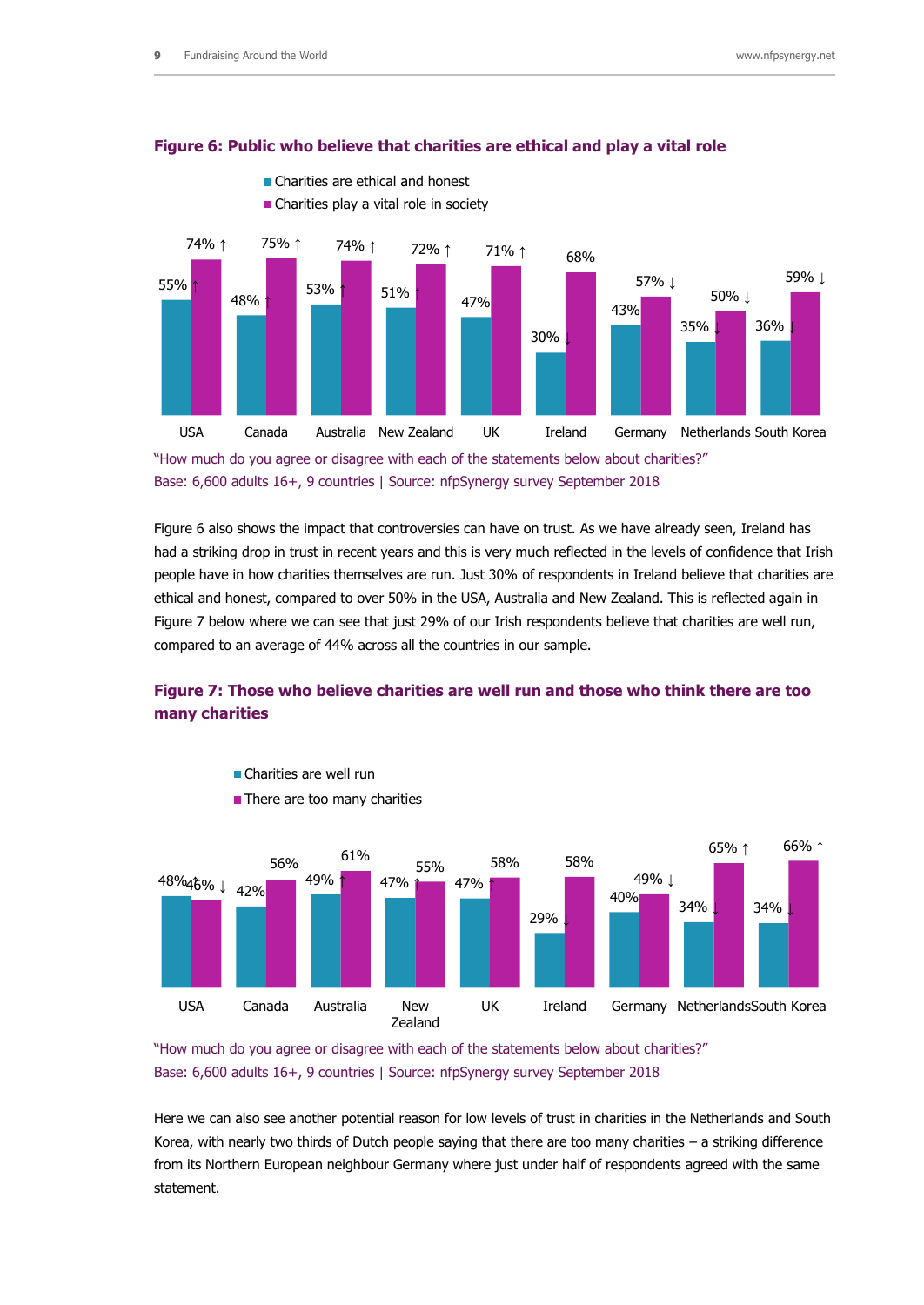**Figure 6: Public who believe that charities are ethical and play a vital role**

| Country | Charities are ethical and honest | Charities play a vital role in society |
|---|---|---|
| USA | 55% ↑ | 74% ↑ |
| Canada | 48% ↑ | 75% ↑ |
| Australia | 53% ↑ | 74% ↑ |
| New Zealand | 51% ↑ | 72% ↑ |
| UK | 47% | 71% ↑ |
| Ireland | 30% ↓ | 68% |
| Germany | 43% | 57% ↓ |
| Netherlands | 35% ↓ | 50% ↓ |
| South Korea | 36% ↓ | 59% ↓ |

"How much do you agree or disagree with each of the statements below about charities?"
Base: 6,600 adults 16+, 9 countries | Source: nfpSynergy survey September 2018

Figure 6 also shows the impact that controversies can have on trust. As we have already seen, Ireland has had a striking drop in trust in recent years and this is very much reflected in the levels of confidence that Irish people have in how charities themselves are run. Just 30% of respondents in Ireland believe that charities are ethical and honest, compared to over 50% in the USA, Australia and New Zealand. This is reflected again in Figure 7 below where we can see that just 29% of our Irish respondents believe that charities are well run, compared to an average of 44% across all the countries in our sample.

**Figure 7: Those who believe charities are well run and those who think there are too many charities**

| Country | Charities are well run | There are too many charities |
|---|---|---|
| USA | 48% ↑ | 46% ↓ |
| Canada | 42% | 56% |
| Australia | 49% ↑ | 61% |
| New Zealand | 47% ↑ | 55% |
| UK | 47% ↑ | 58% |
| Ireland | 29% ↓ | 58% |
| Germany | 40% | 49% ↓ |
| Netherlands | 34% ↓ | 65% ↑ |
| South Korea | 34% ↓ | 66% ↑ |

"How much do you agree or disagree with each of the statements below about charities?"
Base: 6,600 adults 16+, 9 countries | Source: nfpSynergy survey September 2018

Here we can also see another potential reason for low levels of trust in charities in the Netherlands and South Korea, with nearly two thirds of Dutch people saying that there are too many charities – a striking difference from its Northern European neighbour Germany where just under half of respondents agreed with the same statement.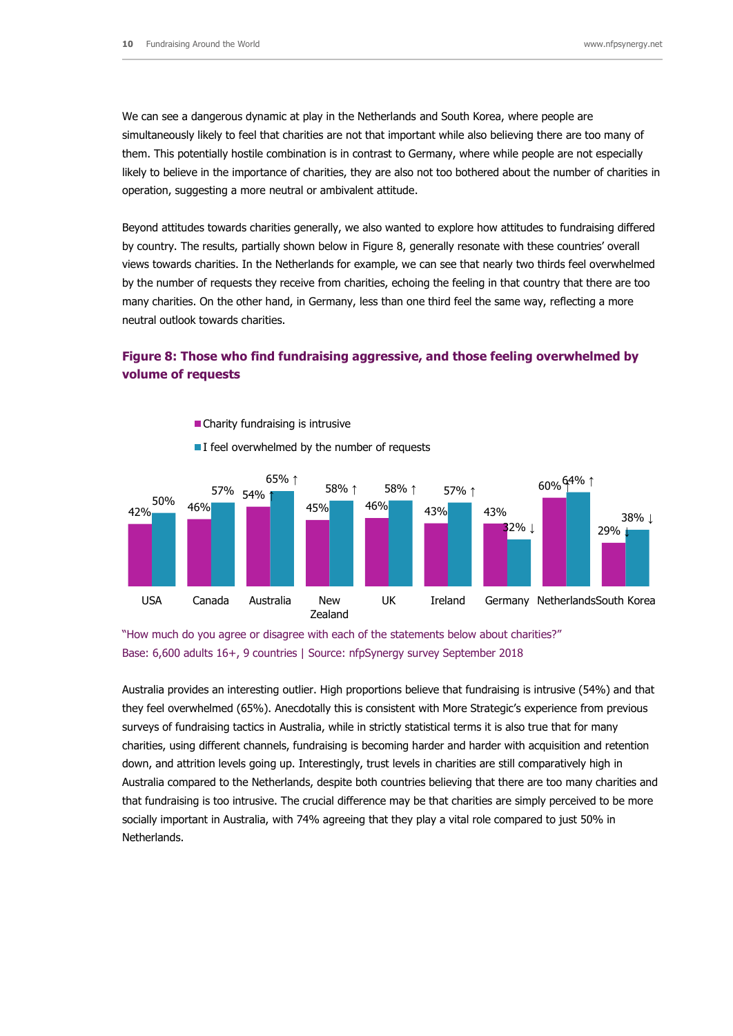We can see a dangerous dynamic at play in the Netherlands and South Korea, where people are simultaneously likely to feel that charities are not that important while also believing there are too many of them. This potentially hostile combination is in contrast to Germany, where while people are not especially likely to believe in the importance of charities, they are also not too bothered about the number of charities in operation, suggesting a more neutral or ambivalent attitude.

Beyond attitudes towards charities generally, we also wanted to explore how attitudes to fundraising differed by country. The results, partially shown below in Figure 8, generally resonate with these countries' overall views towards charities. In the Netherlands for example, we can see that nearly two thirds feel overwhelmed by the number of requests they receive from charities, echoing the feeling in that country that there are too many charities. On the other hand, in Germany, less than one third feel the same way, reflecting a more neutral outlook towards charities.

### Figure 8: Those who find fundraising aggressive, and those feeling overwhelmed by volume of requests

| Country | Charity fundraising is intrusive | I feel overwhelmed by the number of requests |
|---|---|---|
| USA | 42% | 50% |
| Canada | 46% | 57% |
| Australia | 54% | 65% ↑ |
| New Zealand | 45% | 58% ↑ |
| UK | 46% | 58% ↑ |
| Ireland | 43% | 57% ↑ |
| Germany | 43% | 32% ↓ |
| Netherlands | 60% ↑ | 64% ↑ |
| South Korea | 29% ↓ | 38% ↓ |

"How much do you agree or disagree with each of the statements below about charities?"
Base: 6,600 adults 16+, 9 countries | Source: nfpSynergy survey September 2018

Australia provides an interesting outlier. High proportions believe that fundraising is intrusive (54%) and that they feel overwhelmed (65%). Anecdotally this is consistent with More Strategic's experience from previous surveys of fundraising tactics in Australia, while in strictly statistical terms it is also true that for many charities, using different channels, fundraising is becoming harder and harder with acquisition and retention down, and attrition levels going up. Interestingly, trust levels in charities are still comparatively high in Australia compared to the Netherlands, despite both countries believing that there are too many charities and that fundraising is too intrusive. The crucial difference may be that charities are simply perceived to be more socially important in Australia, with 74% agreeing that they play a vital role compared to just 50% in Netherlands.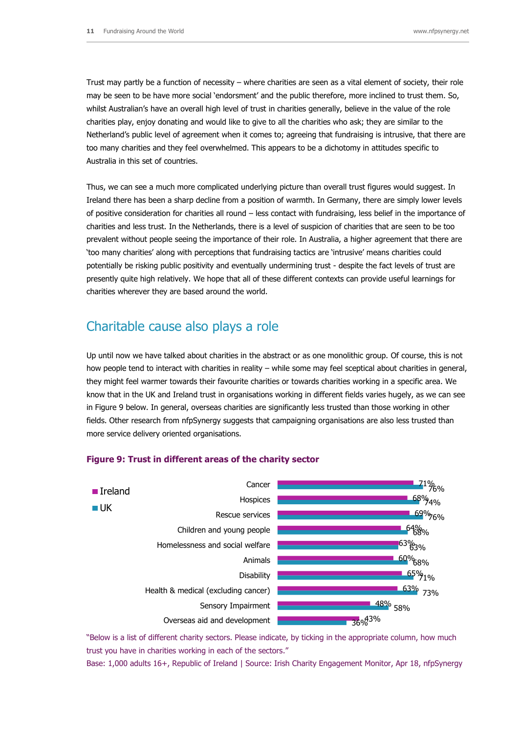Trust may partly be a function of necessity – where charities are seen as a vital element of society, their role may be seen to be have more social 'endorsment' and the public therefore, more inclined to trust them. So, whilst Australian's have an overall high level of trust in charities generally, believe in the value of the role charities play, enjoy donating and would like to give to all the charities who ask; they are similar to the Netherland's public level of agreement when it comes to; agreeing that fundraising is intrusive, that there are too many charities and they feel overwhelmed. This appears to be a dichotomy in attitudes specific to Australia in this set of countries.

Thus, we can see a much more complicated underlying picture than overall trust figures would suggest. In Ireland there has been a sharp decline from a position of warmth. In Germany, there are simply lower levels of positive consideration for charities all round – less contact with fundraising, less belief in the importance of charities and less trust. In the Netherlands, there is a level of suspicion of charities that are seen to be too prevalent without people seeing the importance of their role. In Australia, a higher agreement that there are 'too many charities' along with perceptions that fundraising tactics are 'intrusive' means charities could potentially be risking public positivity and eventually undermining trust - despite the fact levels of trust are presently quite high relatively. We hope that all of these different contexts can provide useful learnings for charities wherever they are based around the world.

## Charitable cause also plays a role

Up until now we have talked about charities in the abstract or as one monolithic group. Of course, this is not how people tend to interact with charities in reality – while some may feel sceptical about charities in general, they might feel warmer towards their favourite charities or towards charities working in a specific area. We know that in the UK and Ireland trust in organisations working in different fields varies hugely, as we can see in Figure 9 below. In general, overseas charities are significantly less trusted than those working in other fields. Other research from nfpSynergy suggests that campaigning organisations are also less trusted than more service delivery oriented organisations.

**Figure 9: Trust in different areas of the charity sector**

| Sector | Ireland | UK |
|---|---|---|
| Cancer | 71% | 76% |
| Hospices | 68% | 74% |
| Rescue services | 69% | 76% |
| Children and young people | 64% | 68% |
| Homelessness and social welfare | 63% | 63% |
| Animals | 60% | 68% |
| Disability | 65% | 71% |
| Health & medical (excluding cancer) | 63% | 73% |
| Sensory Impairment | 48% | 58% |
| Overseas aid and development | 43% | 36% |

"Below is a list of different charity sectors. Please indicate, by ticking in the appropriate column, how much trust you have in charities working in each of the sectors."

Base: 1,000 adults 16+, Republic of Ireland | Source: Irish Charity Engagement Monitor, Apr 18, nfpSynergy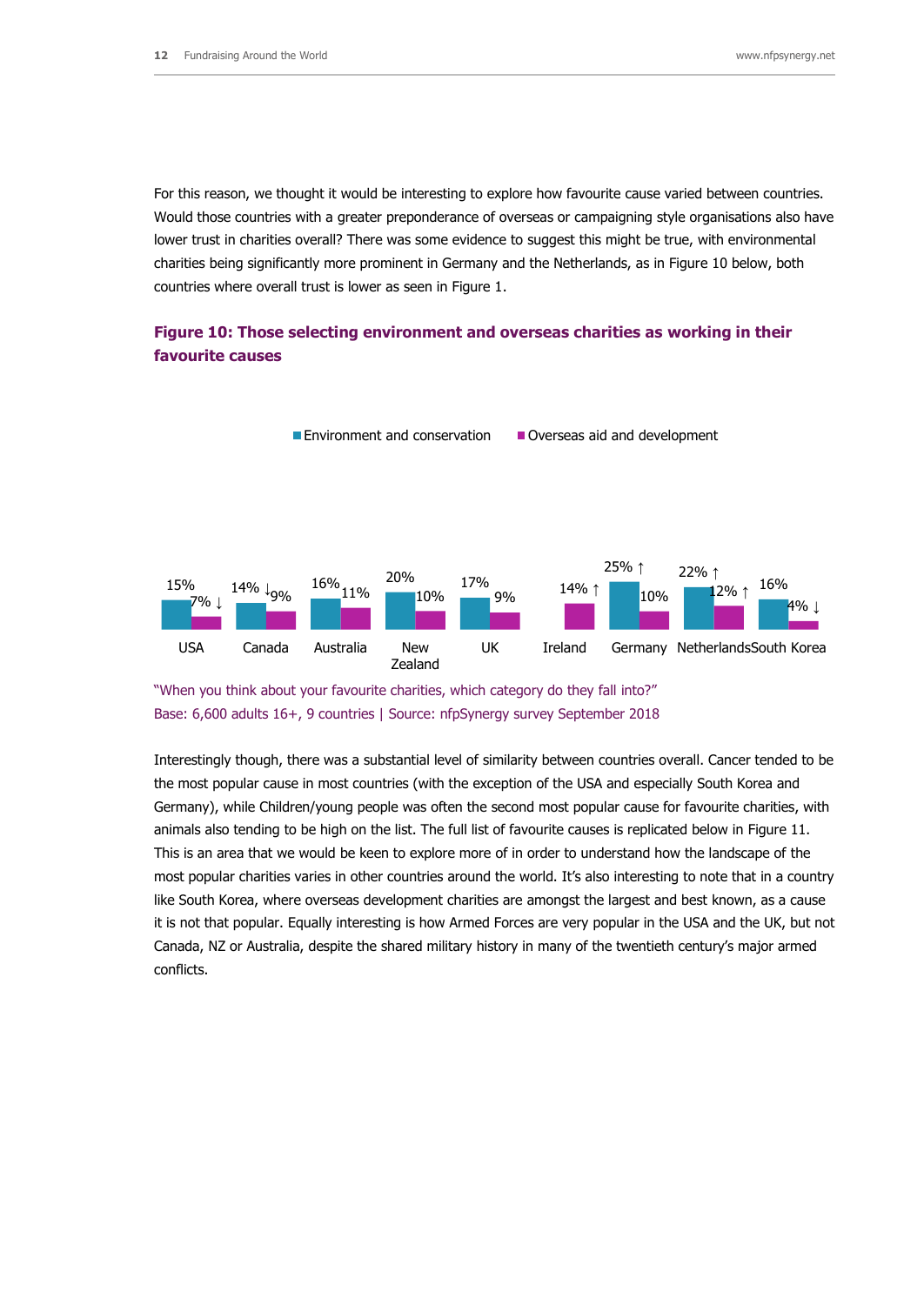For this reason, we thought it would be interesting to explore how favourite cause varied between countries. Would those countries with a greater preponderance of overseas or campaigning style organisations also have lower trust in charities overall? There was some evidence to suggest this might be true, with environmental charities being significantly more prominent in Germany and the Netherlands, as in Figure 10 below, both countries where overall trust is lower as seen in Figure 1.

### Figure 10: Those selecting environment and overseas charities as working in their favourite causes

| | Environment and conservation | Overseas aid and development |
|---|---|---|
| USA | 15% | 7% ↓ |
| Canada | 14% ↓ | 9% |
| Australia | 16% | 11% |
| New Zealand | 20% | 10% |
| UK | 17% | 9% |
| Ireland | | 14% ↑ |
| Germany | 25% ↑ | 10% |
| Netherlands | 22% ↑ | 12% ↑ |
| South Korea | 16% | 4% ↓ |

"When you think about your favourite charities, which category do they fall into?"
Base: 6,600 adults 16+, 9 countries | Source: nfpSynergy survey September 2018

Interestingly though, there was a substantial level of similarity between countries overall. Cancer tended to be the most popular cause in most countries (with the exception of the USA and especially South Korea and Germany), while Children/young people was often the second most popular cause for favourite charities, with animals also tending to be high on the list. The full list of favourite causes is replicated below in Figure 11. This is an area that we would be keen to explore more of in order to understand how the landscape of the most popular charities varies in other countries around the world. It's also interesting to note that in a country like South Korea, where overseas development charities are amongst the largest and best known, as a cause it is not that popular. Equally interesting is how Armed Forces are very popular in the USA and the UK, but not Canada, NZ or Australia, despite the shared military history in many of the twentieth century's major armed conflicts.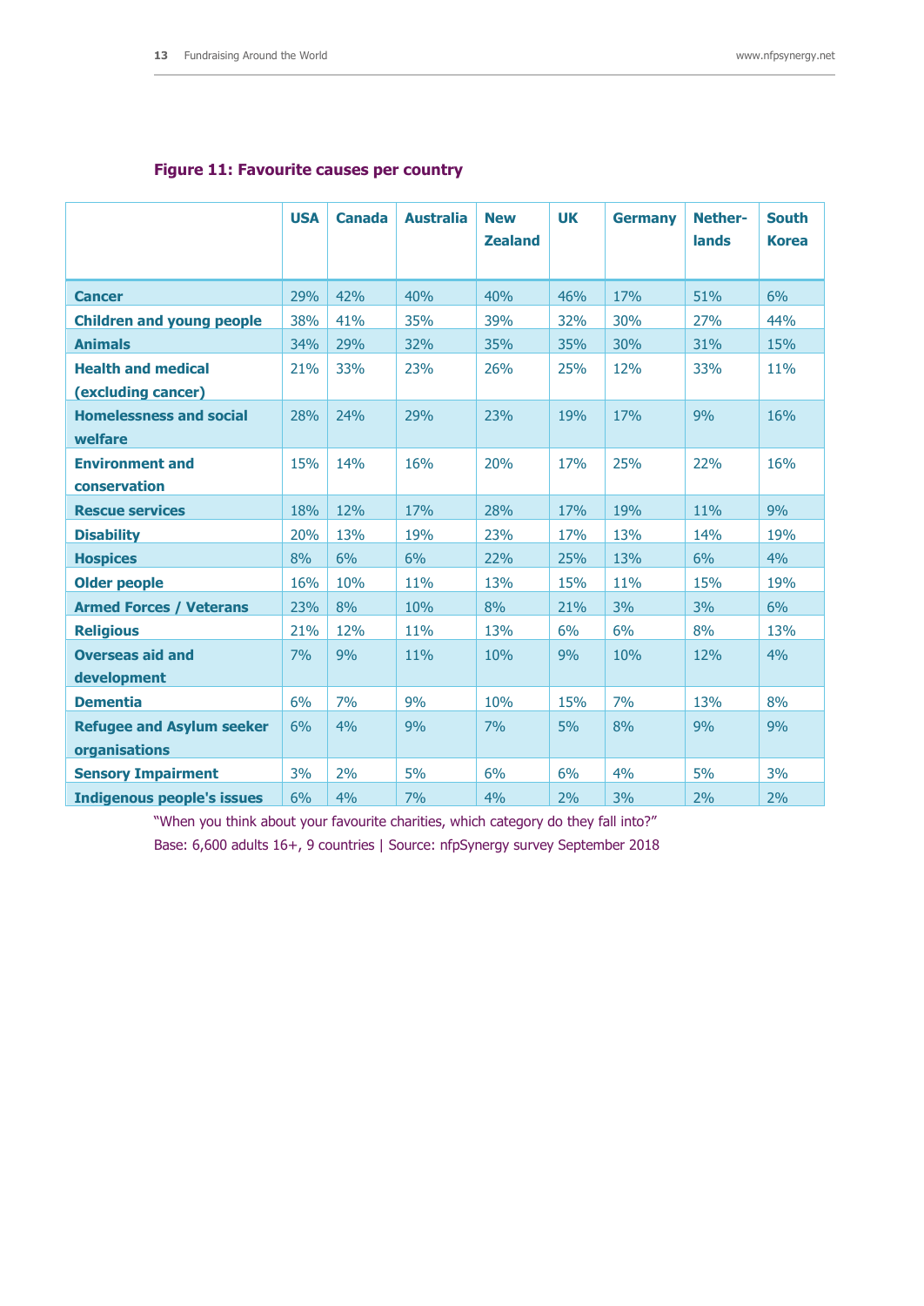**Figure 11: Favourite causes per country**

| | USA | Canada | Australia | New Zealand | UK | Germany | Nether-lands | South Korea |
|---|---|---|---|---|---|---|---|---|
| **Cancer** | 29% | 42% | 40% | 40% | 46% | 17% | 51% | 6% |
| **Children and young people** | 38% | 41% | 35% | 39% | 32% | 30% | 27% | 44% |
| **Animals** | 34% | 29% | 32% | 35% | 35% | 30% | 31% | 15% |
| **Health and medical (excluding cancer)** | 21% | 33% | 23% | 26% | 25% | 12% | 33% | 11% |
| **Homelessness and social welfare** | 28% | 24% | 29% | 23% | 19% | 17% | 9% | 16% |
| **Environment and conservation** | 15% | 14% | 16% | 20% | 17% | 25% | 22% | 16% |
| **Rescue services** | 18% | 12% | 17% | 28% | 17% | 19% | 11% | 9% |
| **Disability** | 20% | 13% | 19% | 23% | 17% | 13% | 14% | 19% |
| **Hospices** | 8% | 6% | 6% | 22% | 25% | 13% | 6% | 4% |
| **Older people** | 16% | 10% | 11% | 13% | 15% | 11% | 15% | 19% |
| **Armed Forces / Veterans** | 23% | 8% | 10% | 8% | 21% | 3% | 3% | 6% |
| **Religious** | 21% | 12% | 11% | 13% | 6% | 6% | 8% | 13% |
| **Overseas aid and development** | 7% | 9% | 11% | 10% | 9% | 10% | 12% | 4% |
| **Dementia** | 6% | 7% | 9% | 10% | 15% | 7% | 13% | 8% |
| **Refugee and Asylum seeker organisations** | 6% | 4% | 9% | 7% | 5% | 8% | 9% | 9% |
| **Sensory Impairment** | 3% | 2% | 5% | 6% | 6% | 4% | 5% | 3% |
| **Indigenous people's issues** | 6% | 4% | 7% | 4% | 2% | 3% | 2% | 2% |

"When you think about your favourite charities, which category do they fall into?"

Base: 6,600 adults 16+, 9 countries | Source: nfpSynergy survey September 2018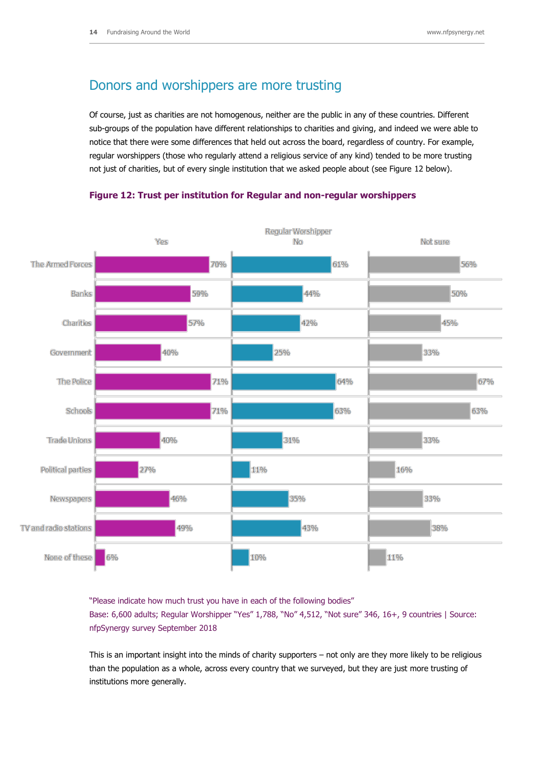## Donors and worshippers are more trusting

Of course, just as charities are not homogenous, neither are the public in any of these countries. Different sub-groups of the population have different relationships to charities and giving, and indeed we were able to notice that there were some differences that held out across the board, regardless of country. For example, regular worshippers (those who regularly attend a religious service of any kind) tended to be more trusting not just of charities, but of every single institution that we asked people about (see Figure 12 below).

**Figure 12: Trust per institution for Regular and non-regular worshippers**

| | Regular Worshipper: Yes | Regular Worshipper: No | Regular Worshipper: Not sure |
|---|---|---|---|
| The Armed Forces | 70% | 61% | 56% |
| Banks | 59% | 44% | 50% |
| Charities | 57% | 42% | 45% |
| Government | 40% | 25% | 33% |
| The Police | 71% | 64% | 67% |
| Schools | 71% | 63% | 63% |
| Trade Unions | 40% | 31% | 33% |
| Political parties | 27% | 11% | 16% |
| Newspapers | 46% | 35% | 33% |
| TV and radio stations | 49% | 43% | 38% |
| None of these | 6% | 10% | 11% |

"Please indicate how much trust you have in each of the following bodies"
Base: 6,600 adults; Regular Worshipper "Yes" 1,788, "No" 4,512, "Not sure" 346, 16+, 9 countries | Source: nfpSynergy survey September 2018

This is an important insight into the minds of charity supporters – not only are they more likely to be religious than the population as a whole, across every country that we surveyed, but they are just more trusting of institutions more generally.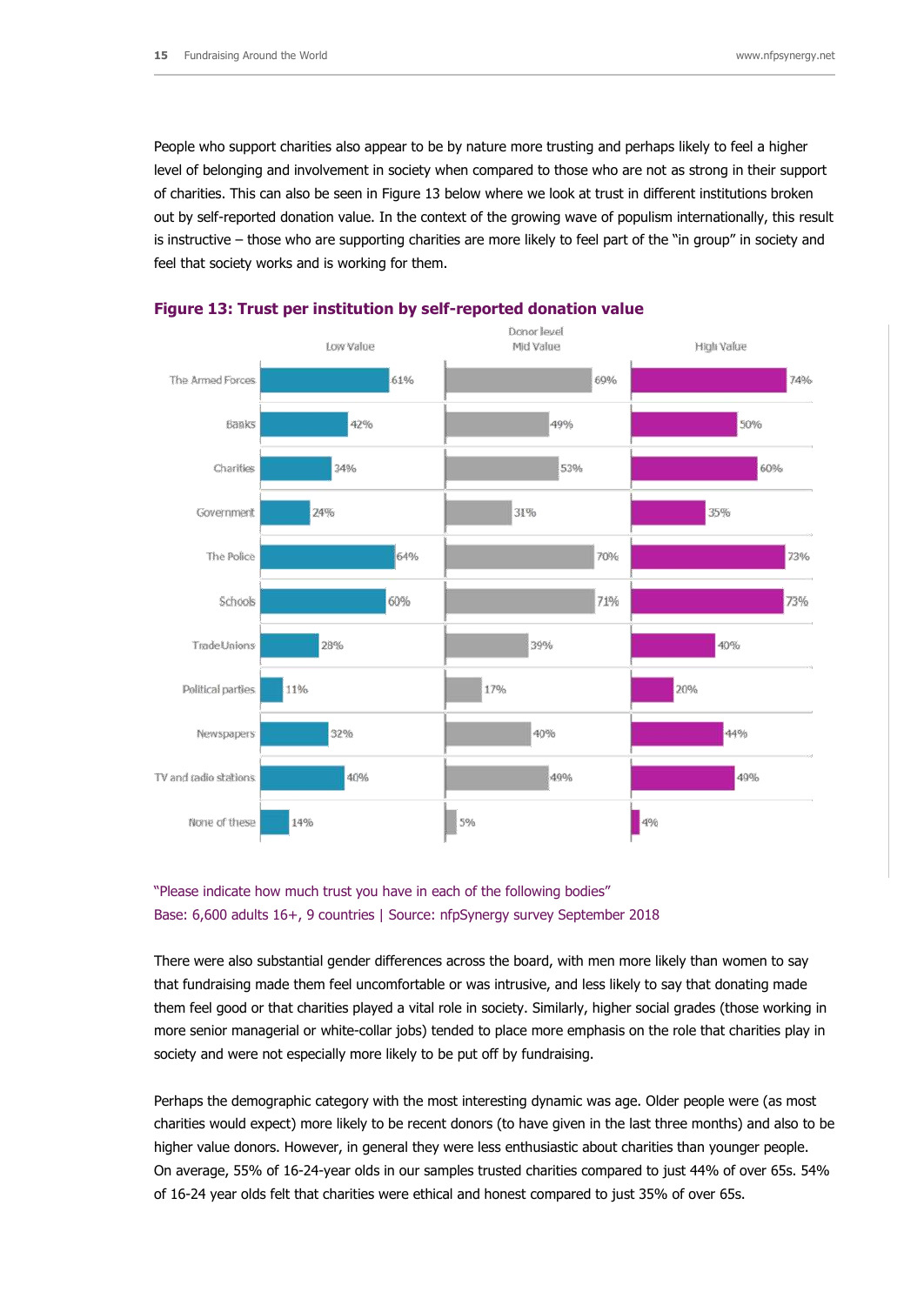People who support charities also appear to be by nature more trusting and perhaps likely to feel a higher level of belonging and involvement in society when compared to those who are not as strong in their support of charities. This can also be seen in Figure 13 below where we look at trust in different institutions broken out by self-reported donation value. In the context of the growing wave of populism internationally, this result is instructive – those who are supporting charities are more likely to feel part of the "in group" in society and feel that society works and is working for them.

**Figure 13: Trust per institution by self-reported donation value**

| Donor level | Low Value | Mid Value | High Value |
|---|---|---|---|
| The Armed Forces | 61% | 69% | 74% |
| Banks | 42% | 49% | 50% |
| Charities | 34% | 53% | 60% |
| Government | 24% | 31% | 35% |
| The Police | 64% | 70% | 73% |
| Schools | 60% | 71% | 73% |
| Trade Unions | 28% | 39% | 40% |
| Political parties | 11% | 17% | 20% |
| Newspapers | 32% | 40% | 44% |
| TV and radio stations | 40% | 49% | 49% |
| None of these | 14% | 5% | 4% |

"Please indicate how much trust you have in each of the following bodies"
Base: 6,600 adults 16+, 9 countries | Source: nfpSynergy survey September 2018

There were also substantial gender differences across the board, with men more likely than women to say that fundraising made them feel uncomfortable or was intrusive, and less likely to say that donating made them feel good or that charities played a vital role in society. Similarly, higher social grades (those working in more senior managerial or white-collar jobs) tended to place more emphasis on the role that charities play in society and were not especially more likely to be put off by fundraising.

Perhaps the demographic category with the most interesting dynamic was age. Older people were (as most charities would expect) more likely to be recent donors (to have given in the last three months) and also to be higher value donors. However, in general they were less enthusiastic about charities than younger people. On average, 55% of 16-24-year olds in our samples trusted charities compared to just 44% of over 65s. 54% of 16-24 year olds felt that charities were ethical and honest compared to just 35% of over 65s.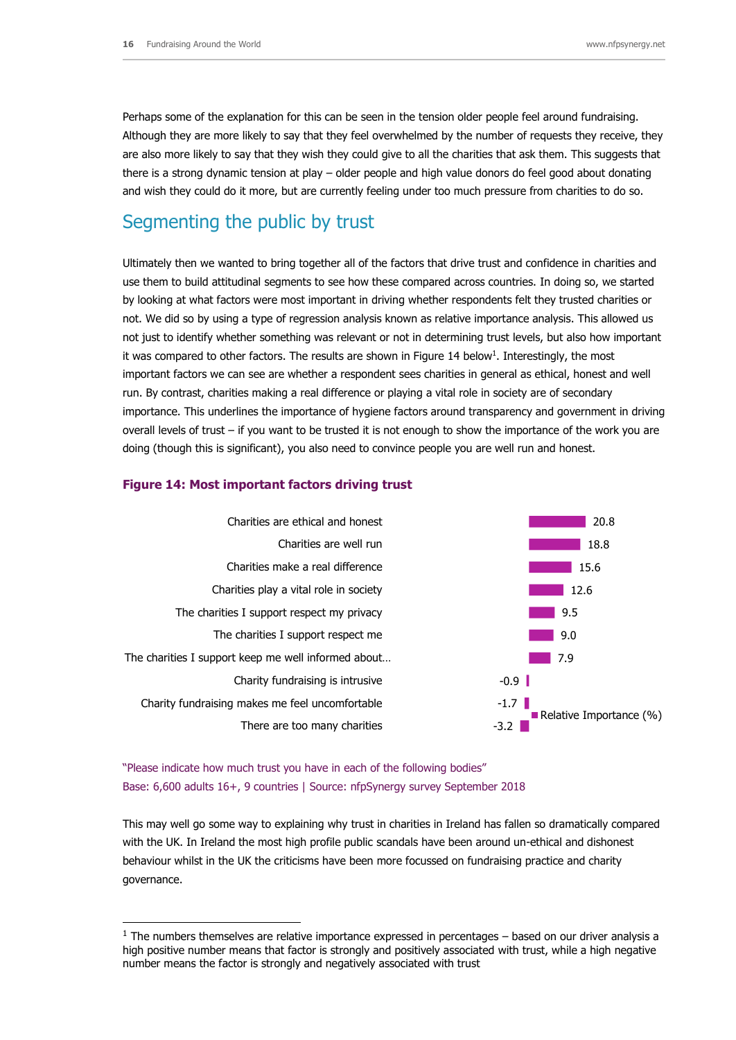Perhaps some of the explanation for this can be seen in the tension older people feel around fundraising. Although they are more likely to say that they feel overwhelmed by the number of requests they receive, they are also more likely to say that they wish they could give to all the charities that ask them. This suggests that there is a strong dynamic tension at play – older people and high value donors do feel good about donating and wish they could do it more, but are currently feeling under too much pressure from charities to do so.

## Segmenting the public by trust

Ultimately then we wanted to bring together all of the factors that drive trust and confidence in charities and use them to build attitudinal segments to see how these compared across countries. In doing so, we started by looking at what factors were most important in driving whether respondents felt they trusted charities or not. We did so by using a type of regression analysis known as relative importance analysis. This allowed us not just to identify whether something was relevant or not in determining trust levels, but also how important it was compared to other factors. The results are shown in Figure 14 below[1]. Interestingly, the most important factors we can see are whether a respondent sees charities in general as ethical, honest and well run. By contrast, charities making a real difference or playing a vital role in society are of secondary importance. This underlines the importance of hygiene factors around transparency and government in driving overall levels of trust – if you want to be trusted it is not enough to show the importance of the work you are doing (though this is significant), you also need to convince people you are well run and honest.

**Figure 14: Most important factors driving trust**

| Factor | Relative Importance (%) |
|---|---|
| Charities are ethical and honest | 20.8 |
| Charities are well run | 18.8 |
| Charities make a real difference | 15.6 |
| Charities play a vital role in society | 12.6 |
| The charities I support respect my privacy | 9.5 |
| The charities I support respect me | 9.0 |
| The charities I support keep me well informed about… | 7.9 |
| Charity fundraising is intrusive | -0.9 |
| Charity fundraising makes me feel uncomfortable | -1.7 |
| There are too many charities | -3.2 |

"Please indicate how much trust you have in each of the following bodies"
Base: 6,600 adults 16+, 9 countries | Source: nfpSynergy survey September 2018

This may well go some way to explaining why trust in charities in Ireland has fallen so dramatically compared with the UK. In Ireland the most high profile public scandals have been around un-ethical and dishonest behaviour whilst in the UK the criticisms have been more focussed on fundraising practice and charity governance.

[1] The numbers themselves are relative importance expressed in percentages – based on our driver analysis a high positive number means that factor is strongly and positively associated with trust, while a high negative number means the factor is strongly and negatively associated with trust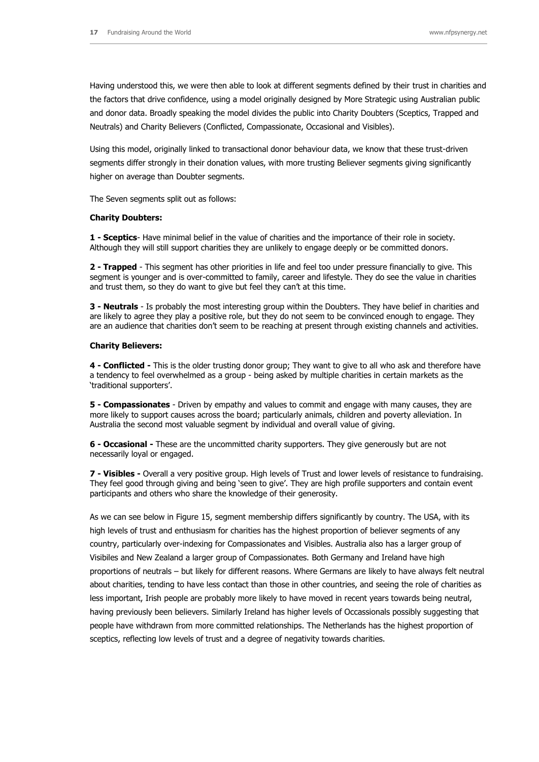Having understood this, we were then able to look at different segments defined by their trust in charities and the factors that drive confidence, using a model originally designed by More Strategic using Australian public and donor data. Broadly speaking the model divides the public into Charity Doubters (Sceptics, Trapped and Neutrals) and Charity Believers (Conflicted, Compassionate, Occasional and Visibles).

Using this model, originally linked to transactional donor behaviour data, we know that these trust-driven segments differ strongly in their donation values, with more trusting Believer segments giving significantly higher on average than Doubter segments.

The Seven segments split out as follows:

**Charity Doubters:**

**1 - Sceptics**- Have minimal belief in the value of charities and the importance of their role in society. Although they will still support charities they are unlikely to engage deeply or be committed donors.

**2 - Trapped** - This segment has other priorities in life and feel too under pressure financially to give. This segment is younger and is over-committed to family, career and lifestyle. They do see the value in charities and trust them, so they do want to give but feel they can't at this time.

**3 - Neutrals** - Is probably the most interesting group within the Doubters. They have belief in charities and are likely to agree they play a positive role, but they do not seem to be convinced enough to engage. They are an audience that charities don't seem to be reaching at present through existing channels and activities.

**Charity Believers:**

**4 - Conflicted -** This is the older trusting donor group; They want to give to all who ask and therefore have a tendency to feel overwhelmed as a group - being asked by multiple charities in certain markets as the 'traditional supporters'.

**5 - Compassionates** - Driven by empathy and values to commit and engage with many causes, they are more likely to support causes across the board; particularly animals, children and poverty alleviation. In Australia the second most valuable segment by individual and overall value of giving.

**6 - Occasional -** These are the uncommitted charity supporters. They give generously but are not necessarily loyal or engaged.

**7 - Visibles -** Overall a very positive group. High levels of Trust and lower levels of resistance to fundraising. They feel good through giving and being 'seen to give'. They are high profile supporters and contain event participants and others who share the knowledge of their generosity.

As we can see below in Figure 15, segment membership differs significantly by country. The USA, with its high levels of trust and enthusiasm for charities has the highest proportion of believer segments of any country, particularly over-indexing for Compassionates and Visibles. Australia also has a larger group of Visibiles and New Zealand a larger group of Compassionates. Both Germany and Ireland have high proportions of neutrals – but likely for different reasons. Where Germans are likely to have always felt neutral about charities, tending to have less contact than those in other countries, and seeing the role of charities as less important, Irish people are probably more likely to have moved in recent years towards being neutral, having previously been believers. Similarly Ireland has higher levels of Occassionals possibly suggesting that people have withdrawn from more committed relationships. The Netherlands has the highest proportion of sceptics, reflecting low levels of trust and a degree of negativity towards charities.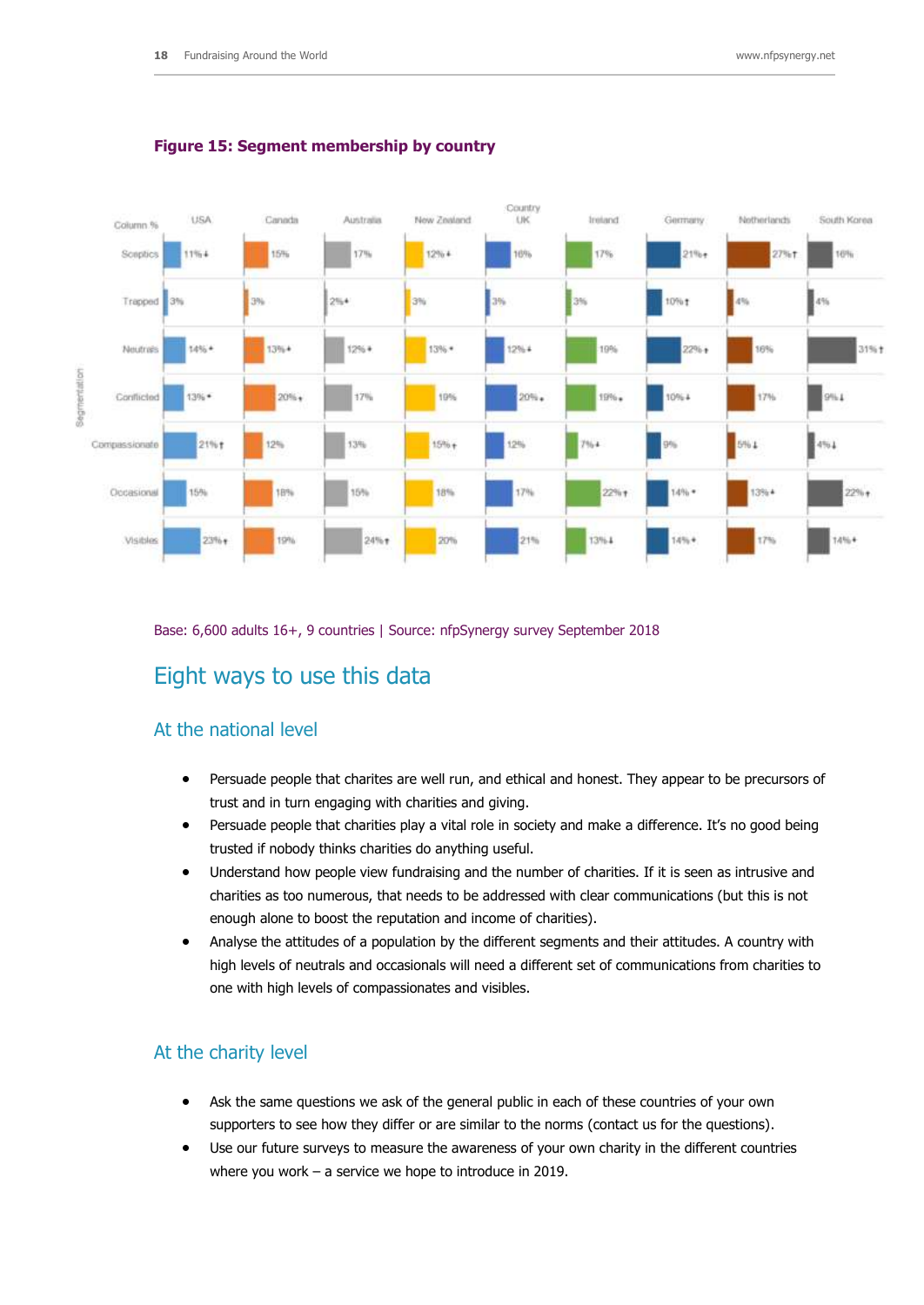**Figure 15: Segment membership by country**

| Segmentation (Column %) | USA | Canada | Australia | New Zealand | UK | Ireland | Germany | Netherlands | South Korea |
|---|---|---|---|---|---|---|---|---|---|
| Sceptics | 11%↓ | 15% | 17% | 12%↓ | 16% | 17% | 21%↑ | 27%↑ | 16% |
| Trapped | 3% | 3% | 2%↓ | 3% | 3% | 3% | 10%↑ | 4% | 4% |
| Neutrals | 14%↓ | 13%↓ | 12%↓ | 13%↓ | 12%↓ | 19% | 22%↑ | 16% | 31%↑ |
| Conflicted | 13%↓ | 20%↑ | 17% | 19% | 20%↑ | 19%↑ | 10%↓ | 17% | 9%↓ |
| Compassionate | 21%↑ | 12% | 13% | 15%↑ | 12% | 7%↓ | 9% | 5%↓ | 4%↓ |
| Occasional | 15% | 18% | 15% | 18% | 17% | 22%↑ | 14%↓ | 13%↓ | 22%↑ |
| Visibles | 23%↑ | 19% | 24%↑ | 20% | 21% | 13%↓ | 14%↓ | 17% | 14%↓ |

Base: 6,600 adults 16+, 9 countries | Source: nfpSynergy survey September 2018

# Eight ways to use this data

## At the national level

- Persuade people that charites are well run, and ethical and honest. They appear to be precursors of trust and in turn engaging with charities and giving.
- Persuade people that charities play a vital role in society and make a difference. It's no good being trusted if nobody thinks charities do anything useful.
- Understand how people view fundraising and the number of charities. If it is seen as intrusive and charities as too numerous, that needs to be addressed with clear communications (but this is not enough alone to boost the reputation and income of charities).
- Analyse the attitudes of a population by the different segments and their attitudes. A country with high levels of neutrals and occasionals will need a different set of communications from charities to one with high levels of compassionates and visibles.

## At the charity level

- Ask the same questions we ask of the general public in each of these countries of your own supporters to see how they differ or are similar to the norms (contact us for the questions).
- Use our future surveys to measure the awareness of your own charity in the different countries where you work – a service we hope to introduce in 2019.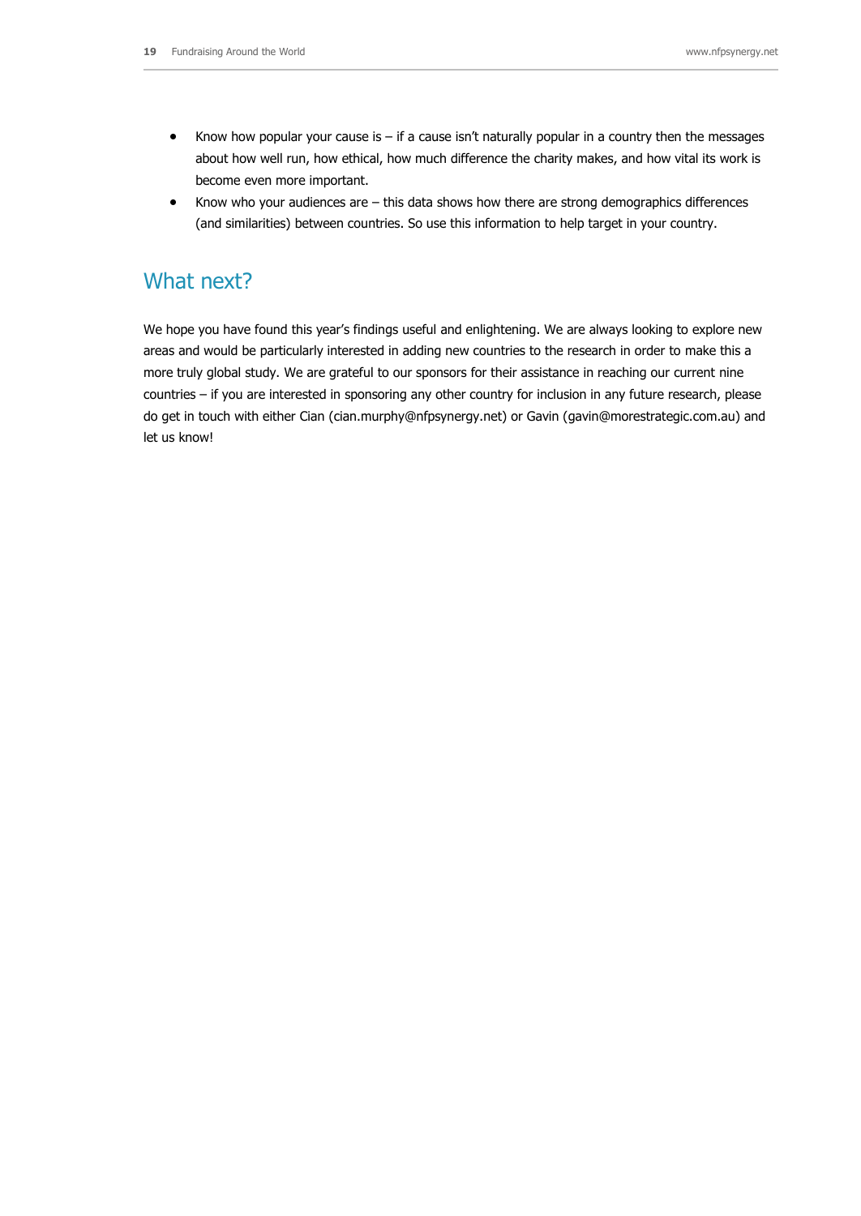- Know how popular your cause is – if a cause isn't naturally popular in a country then the messages about how well run, how ethical, how much difference the charity makes, and how vital its work is become even more important.
- Know who your audiences are – this data shows how there are strong demographics differences (and similarities) between countries. So use this information to help target in your country.

## What next?

We hope you have found this year's findings useful and enlightening. We are always looking to explore new areas and would be particularly interested in adding new countries to the research in order to make this a more truly global study. We are grateful to our sponsors for their assistance in reaching our current nine countries – if you are interested in sponsoring any other country for inclusion in any future research, please do get in touch with either Cian (cian.murphy@nfpsynergy.net) or Gavin (gavin@morestrategic.com.au) and let us know!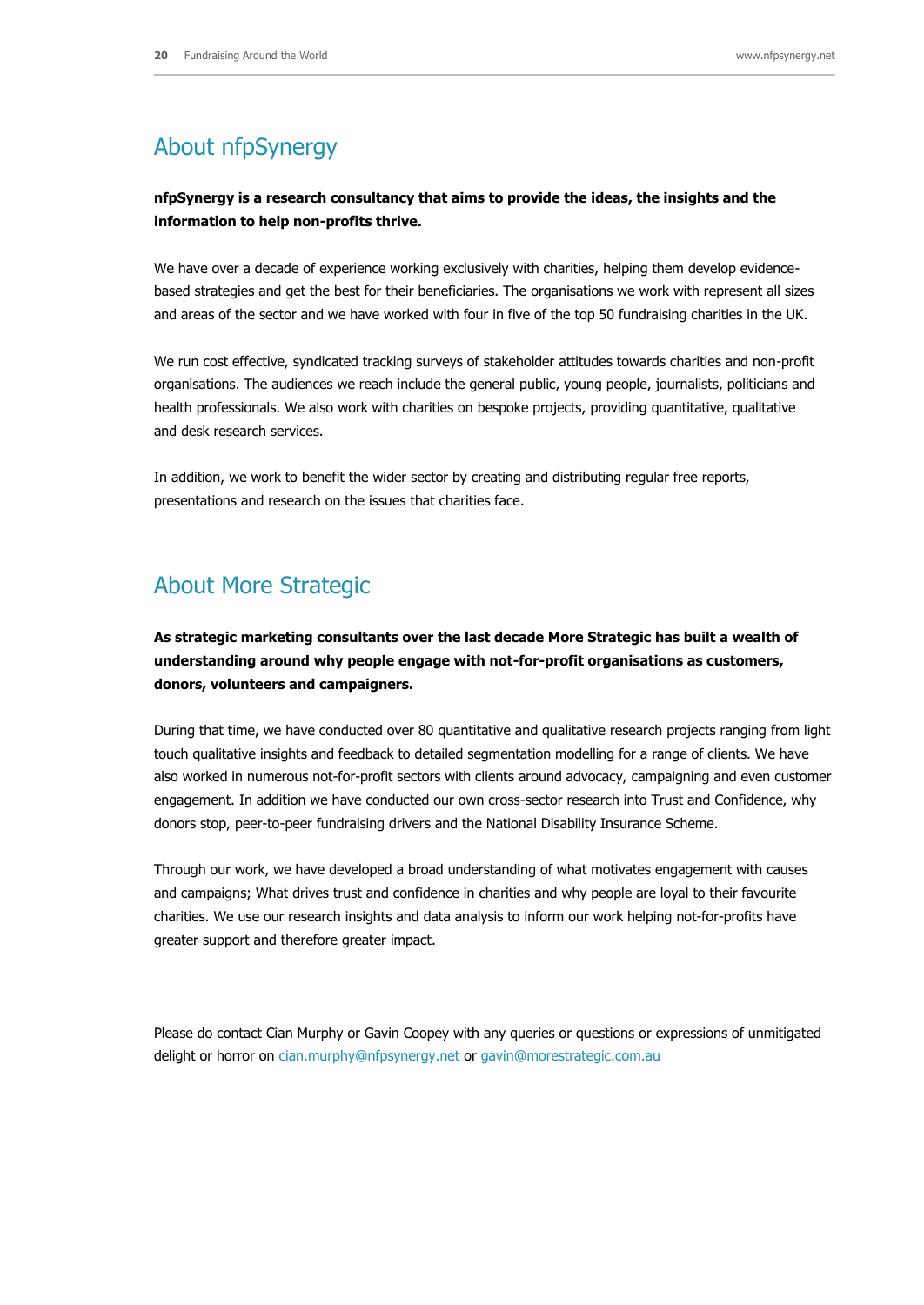## About nfpSynergy

**nfpSynergy is a research consultancy that aims to provide the ideas, the insights and the information to help non-profits thrive.**

We have over a decade of experience working exclusively with charities, helping them develop evidence-based strategies and get the best for their beneficiaries. The organisations we work with represent all sizes and areas of the sector and we have worked with four in five of the top 50 fundraising charities in the UK.

We run cost effective, syndicated tracking surveys of stakeholder attitudes towards charities and non-profit organisations. The audiences we reach include the general public, young people, journalists, politicians and health professionals. We also work with charities on bespoke projects, providing quantitative, qualitative and desk research services.

In addition, we work to benefit the wider sector by creating and distributing regular free reports, presentations and research on the issues that charities face.

## About More Strategic

**As strategic marketing consultants over the last decade More Strategic has built a wealth of understanding around why people engage with not-for-profit organisations as customers, donors, volunteers and campaigners.**

During that time, we have conducted over 80 quantitative and qualitative research projects ranging from light touch qualitative insights and feedback to detailed segmentation modelling for a range of clients. We have also worked in numerous not-for-profit sectors with clients around advocacy, campaigning and even customer engagement. In addition we have conducted our own cross-sector research into Trust and Confidence, why donors stop, peer-to-peer fundraising drivers and the National Disability Insurance Scheme.

Through our work, we have developed a broad understanding of what motivates engagement with causes and campaigns; What drives trust and confidence in charities and why people are loyal to their favourite charities. We use our research insights and data analysis to inform our work helping not-for-profits have greater support and therefore greater impact.

Please do contact Cian Murphy or Gavin Coopey with any queries or questions or expressions of unmitigated delight or horror on cian.murphy@nfpsynergy.net or gavin@morestrategic.com.au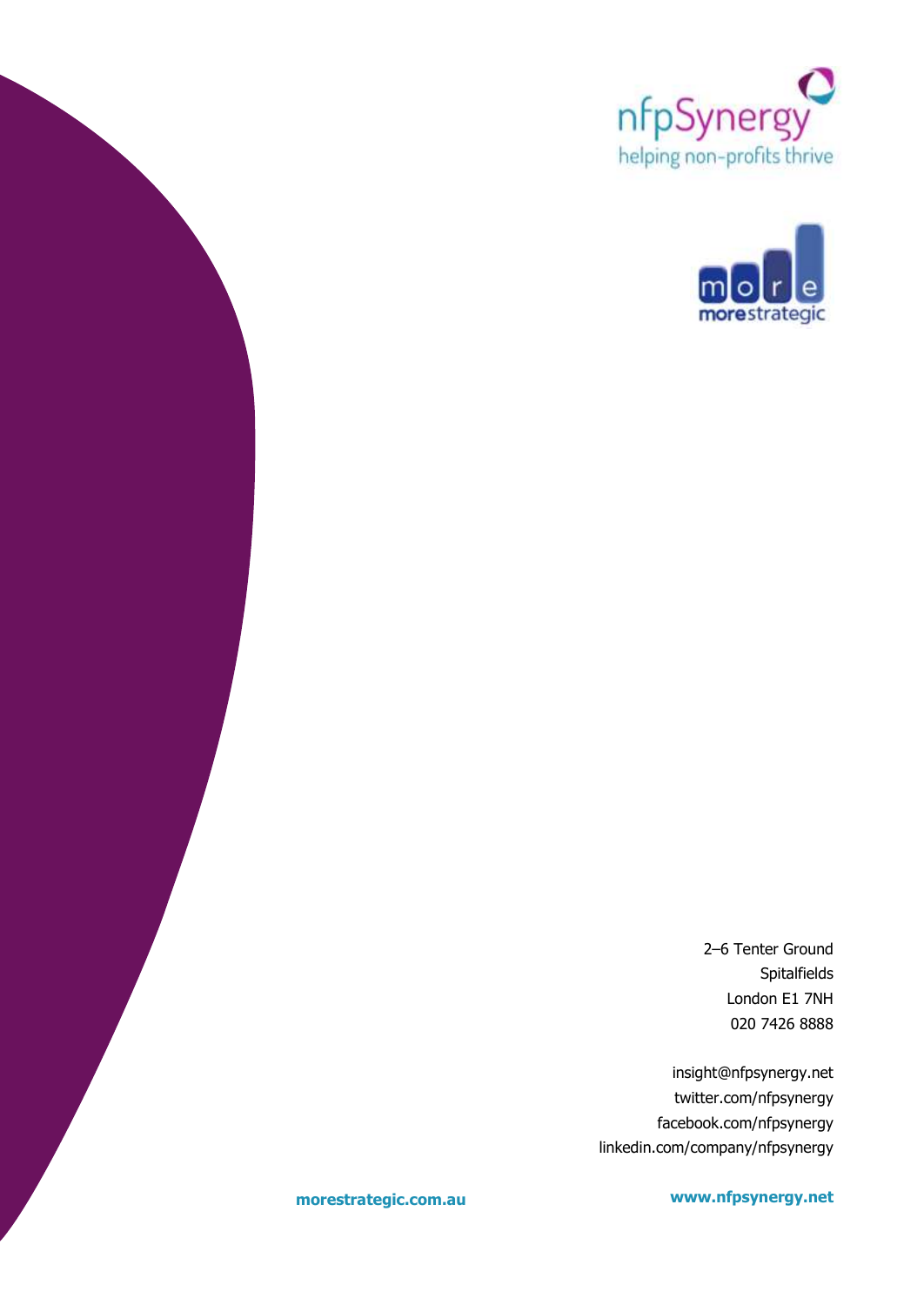nfpSynergy
helping non-profits thrive

more
morestrategic

2–6 Tenter Ground
Spitalfields
London E1 7NH
020 7426 8888

insight@nfpsynergy.net
twitter.com/nfpsynergy
facebook.com/nfpsynergy
linkedin.com/company/nfpsynergy

**morestrategic.com.au**

**www.nfpsynergy.net**